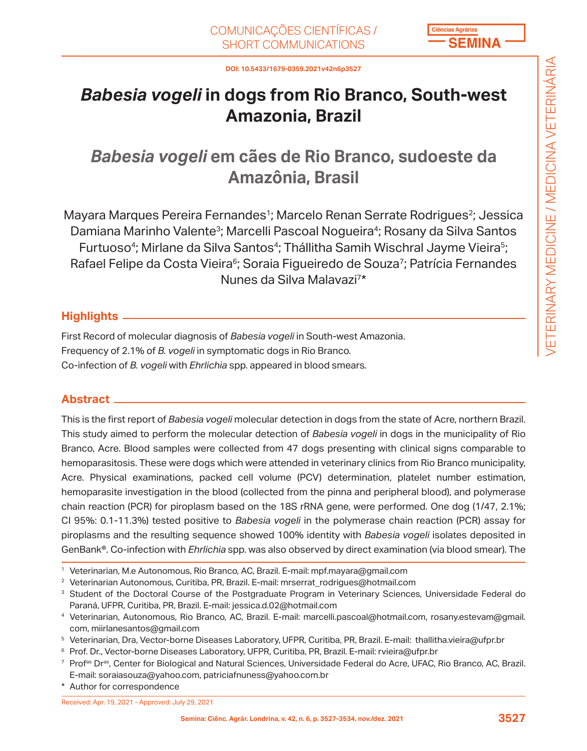COMUNICAÇÕES CIENTÍFICAS / SHORT COMMUNICATIONS

DOI: 10.5433/1679-0359.2021v42n6p3527

# *Babesia vogeli* in dogs from Rio Branco, South-west Amazonia, Brazil

# *Babesia vogeli* em cães de Rio Branco, sudoeste da Amazônia, Brasil

Mayara Marques Pereira Fernandes[1]; Marcelo Renan Serrate Rodrigues[2]; Jessica Damiana Marinho Valente[3]; Marcelli Pascoal Nogueira[4]; Rosany da Silva Santos Furtuoso[4]; Mirlane da Silva Santos[4]; Thállitha Samih Wischral Jayme Vieira[5]; Rafael Felipe da Costa Vieira[6]; Soraia Figueiredo de Souza[7]; Patrícia Fernandes Nunes da Silva Malavazi[7]*

## Highlights

First Record of molecular diagnosis of *Babesia vogeli* in South-west Amazonia.
Frequency of 2.1% of *B. vogeli* in symptomatic dogs in Rio Branco.
Co-infection of *B. vogeli* with *Ehrlichia* spp. appeared in blood smears.

## Abstract

This is the first report of *Babesia vogeli* molecular detection in dogs from the state of Acre, northern Brazil. This study aimed to perform the molecular detection of *Babesia vogeli* in dogs in the municipality of Rio Branco, Acre. Blood samples were collected from 47 dogs presenting with clinical signs comparable to hemoparasitosis. These were dogs which were attended in veterinary clinics from Rio Branco municipality, Acre. Physical examinations, packed cell volume (PCV) determination, platelet number estimation, hemoparasite investigation in the blood (collected from the pinna and peripheral blood), and polymerase chain reaction (PCR) for piroplasm based on the 18S rRNA gene, were performed. One dog (1/47, 2.1%; CI 95%: 0.1-11.3%) tested positive to *Babesia vogeli* in the polymerase chain reaction (PCR) assay for piroplasms and the resulting sequence showed 100% identity with *Babesia vogeli* isolates deposited in GenBank®. Co-infection with *Ehrlichia* spp. was also observed by direct examination (via blood smear). The

[1] Veterinarian, M.e Autonomous, Rio Branco, AC, Brazil. E-mail: mpf.mayara@gmail.com

[2] Veterinarian Autonomous, Curitiba, PR, Brazil. E-mail: mrserrat_rodrigues@hotmail.com

[3] Student of the Doctoral Course of the Postgraduate Program in Veterinary Sciences, Universidade Federal do Paraná, UFPR, Curitiba, PR, Brazil. E-mail: jessica.d.02@hotmail.com

[4] Veterinarian, Autonomous, Rio Branco, AC, Brazil. E-mail: marcelli.pascoal@hotmail.com, rosany.estevam@gmail.com, miirlanesantos@gmail.com

[5] Veterinarian, Dra, Vector-borne Diseases Laboratory, UFPR, Curitiba, PR, Brazil. E-mail: thallitha.vieira@ufpr.br

[6] Prof. Dr., Vector-borne Diseases Laboratory, UFPR, Curitiba, PR, Brazil. E-mail: rvieira@ufpr.br

[7] Prof[as] Dr[as], Center for Biological and Natural Sciences, Universidade Federal do Acre, UFAC, Rio Branco, AC, Brazil. E-mail: soraiasouza@yahoo.com, patriciafnuness@yahoo.com.br

\* Author for correspondence

Received: Apr. 19, 2021 - Approved: July 29, 2021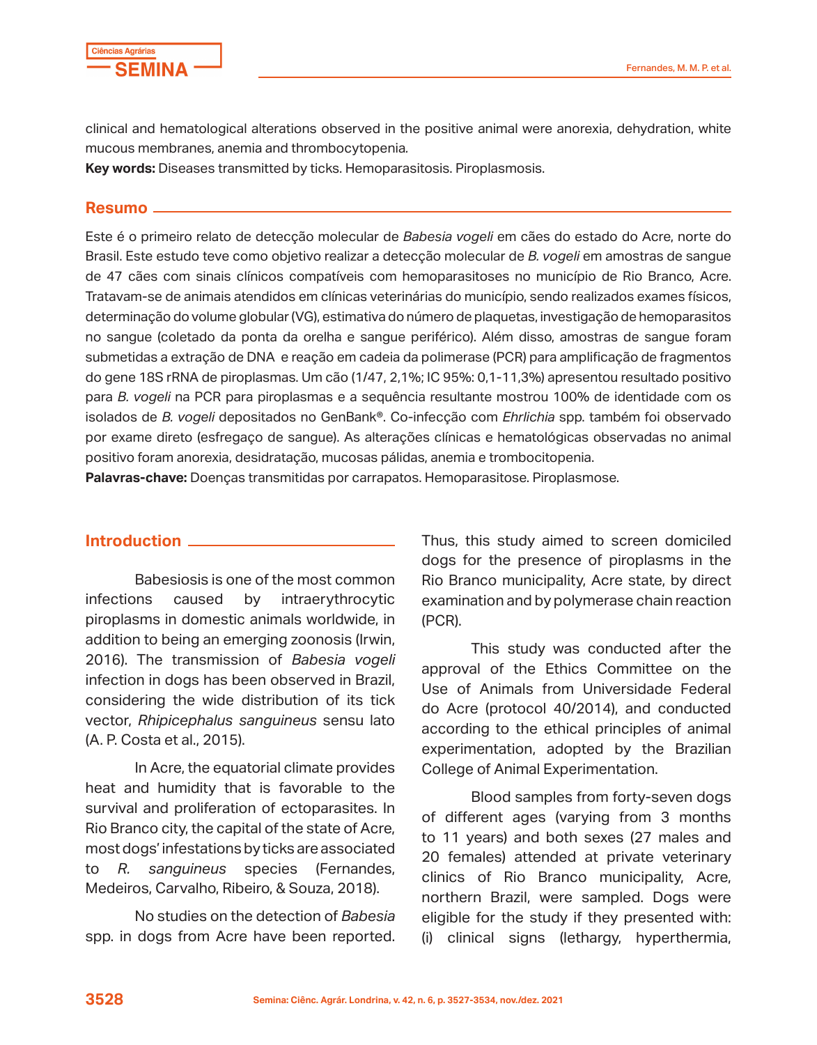clinical and hematological alterations observed in the positive animal were anorexia, dehydration, white mucous membranes, anemia and thrombocytopenia.

**Key words:** Diseases transmitted by ticks. Hemoparasitosis. Piroplasmosis.

## Resumo

Este é o primeiro relato de detecção molecular de *Babesia vogeli* em cães do estado do Acre, norte do Brasil. Este estudo teve como objetivo realizar a detecção molecular de *B. vogeli* em amostras de sangue de 47 cães com sinais clínicos compatíveis com hemoparasitoses no município de Rio Branco, Acre. Tratavam-se de animais atendidos em clínicas veterinárias do município, sendo realizados exames físicos, determinação do volume globular (VG), estimativa do número de plaquetas, investigação de hemoparasitos no sangue (coletado da ponta da orelha e sangue periférico). Além disso, amostras de sangue foram submetidas a extração de DNA e reação em cadeia da polimerase (PCR) para amplificação de fragmentos do gene 18S rRNA de piroplasmas. Um cão (1/47, 2,1%; IC 95%: 0,1-11,3%) apresentou resultado positivo para *B. vogeli* na PCR para piroplasmas e a sequência resultante mostrou 100% de identidade com os isolados de *B. vogeli* depositados no GenBank®. Co-infecção com *Ehrlichia* spp. também foi observado por exame direto (esfregaço de sangue). As alterações clínicas e hematológicas observadas no animal positivo foram anorexia, desidratação, mucosas pálidas, anemia e trombocitopenia.

**Palavras-chave:** Doenças transmitidas por carrapatos. Hemoparasitose. Piroplasmose.

## Introduction

Babesiosis is one of the most common infections caused by intraerythrocytic piroplasms in domestic animals worldwide, in addition to being an emerging zoonosis (Irwin, 2016). The transmission of *Babesia vogeli* infection in dogs has been observed in Brazil, considering the wide distribution of its tick vector, *Rhipicephalus sanguineus* sensu lato (A. P. Costa et al., 2015).

In Acre, the equatorial climate provides heat and humidity that is favorable to the survival and proliferation of ectoparasites. In Rio Branco city, the capital of the state of Acre, most dogs' infestations by ticks are associated to *R. sanguineus* species (Fernandes, Medeiros, Carvalho, Ribeiro, & Souza, 2018).

No studies on the detection of *Babesia* spp. in dogs from Acre have been reported. Thus, this study aimed to screen domiciled dogs for the presence of piroplasms in the Rio Branco municipality, Acre state, by direct examination and by polymerase chain reaction (PCR).

This study was conducted after the approval of the Ethics Committee on the Use of Animals from Universidade Federal do Acre (protocol 40/2014), and conducted according to the ethical principles of animal experimentation, adopted by the Brazilian College of Animal Experimentation.

Blood samples from forty-seven dogs of different ages (varying from 3 months to 11 years) and both sexes (27 males and 20 females) attended at private veterinary clinics of Rio Branco municipality, Acre, northern Brazil, were sampled. Dogs were eligible for the study if they presented with: (i) clinical signs (lethargy, hyperthermia,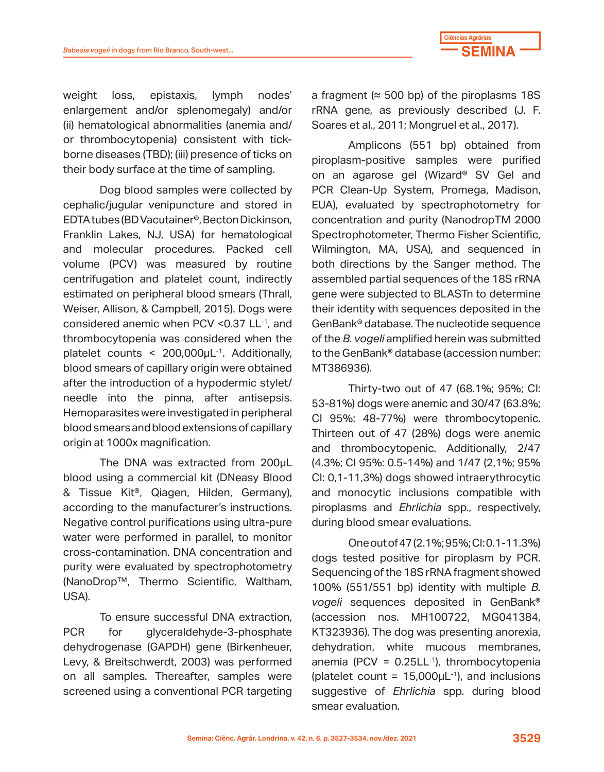weight loss, epistaxis, lymph nodes' enlargement and/or splenomegaly) and/or (ii) hematological abnormalities (anemia and/or thrombocytopenia) consistent with tick-borne diseases (TBD); (iii) presence of ticks on their body surface at the time of sampling.

Dog blood samples were collected by cephalic/jugular venipuncture and stored in EDTA tubes (BD Vacutainer®, Becton Dickinson, Franklin Lakes, NJ, USA) for hematological and molecular procedures. Packed cell volume (PCV) was measured by routine centrifugation and platelet count, indirectly estimated on peripheral blood smears (Thrall, Weiser, Allison, & Campbell, 2015). Dogs were considered anemic when PCV <0.37 $LL^{-1}$, and thrombocytopenia was considered when the platelet counts < 200,000$\mu L^{-1}$. Additionally, blood smears of capillary origin were obtained after the introduction of a hypodermic stylet/needle into the pinna, after antisepsis. Hemoparasites were investigated in peripheral blood smears and blood extensions of capillary origin at 1000x magnification.

The DNA was extracted from 200µL blood using a commercial kit (DNeasy Blood & Tissue Kit®, Qiagen, Hilden, Germany), according to the manufacturer's instructions. Negative control purifications using ultra-pure water were performed in parallel, to monitor cross-contamination. DNA concentration and purity were evaluated by spectrophotometry (NanoDrop™, Thermo Scientific, Waltham, USA).

To ensure successful DNA extraction, PCR for glyceraldehyde-3-phosphate dehydrogenase (GAPDH) gene (Birkenheuer, Levy, & Breitschwerdt, 2003) was performed on all samples. Thereafter, samples were screened using a conventional PCR targeting a fragment (≈ 500 bp) of the piroplasms 18S rRNA gene, as previously described (J. F. Soares et al., 2011; Mongruel et al., 2017).

Amplicons (551 bp) obtained from piroplasm-positive samples were purified on an agarose gel (Wizard® SV Gel and PCR Clean-Up System, Promega, Madison, EUA), evaluated by spectrophotometry for concentration and purity (NanodropTM 2000 Spectrophotometer, Thermo Fisher Scientific, Wilmington, MA, USA), and sequenced in both directions by the Sanger method. The assembled partial sequences of the 18S rRNA gene were subjected to BLASTn to determine their identity with sequences deposited in the GenBank® database. The nucleotide sequence of the *B. vogeli* amplified herein was submitted to the GenBank® database (accession number: MT386936).

Thirty-two out of 47 (68.1%; 95%; CI: 53-81%) dogs were anemic and 30/47 (63.8%; CI 95%: 48-77%) were thrombocytopenic. Thirteen out of 47 (28%) dogs were anemic and thrombocytopenic. Additionally, 2/47 (4.3%; CI 95%: 0.5-14%) and 1/47 (2,1%; 95% CI: 0,1-11,3%) dogs showed intraerythrocytic and monocytic inclusions compatible with piroplasms and *Ehrlichia* spp., respectively, during blood smear evaluations.

One out of 47 (2.1%; 95%; CI: 0.1-11.3%) dogs tested positive for piroplasm by PCR. Sequencing of the 18S rRNA fragment showed 100% (551/551 bp) identity with multiple *B. vogeli* sequences deposited in GenBank® (accession nos. MH100722, MG041384, KT323936). The dog was presenting anorexia, dehydration, white mucous membranes, anemia (PCV = 0.25$LL^{-1}$), thrombocytopenia (platelet count = 15,000$\mu L^{-1}$), and inclusions suggestive of *Ehrlichia* spp. during blood smear evaluation.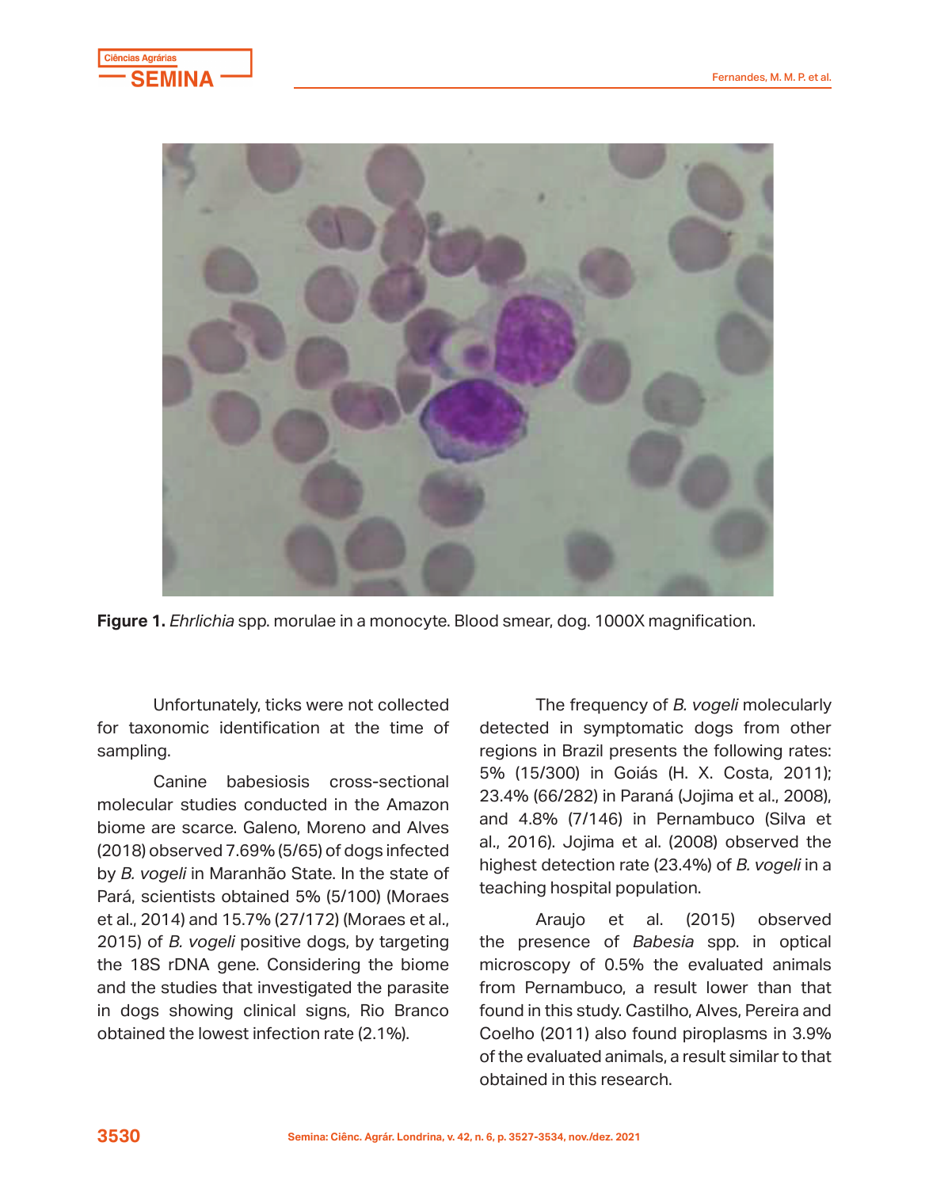**Figure 1.** *Ehrlichia* spp. morulae in a monocyte. Blood smear, dog. 1000X magnification.

Unfortunately, ticks were not collected for taxonomic identification at the time of sampling.

Canine babesiosis cross-sectional molecular studies conducted in the Amazon biome are scarce. Galeno, Moreno and Alves (2018) observed 7.69% (5/65) of dogs infected by *B. vogeli* in Maranhão State. In the state of Pará, scientists obtained 5% (5/100) (Moraes et al., 2014) and 15.7% (27/172) (Moraes et al., 2015) of *B. vogeli* positive dogs, by targeting the 18S rDNA gene. Considering the biome and the studies that investigated the parasite in dogs showing clinical signs, Rio Branco obtained the lowest infection rate (2.1%).

The frequency of *B. vogeli* molecularly detected in symptomatic dogs from other regions in Brazil presents the following rates: 5% (15/300) in Goiás (H. X. Costa, 2011); 23.4% (66/282) in Paraná (Jojima et al., 2008), and 4.8% (7/146) in Pernambuco (Silva et al., 2016). Jojima et al. (2008) observed the highest detection rate (23.4%) of *B. vogeli* in a teaching hospital population.

Araujo et al. (2015) observed the presence of *Babesia* spp. in optical microscopy of 0.5% the evaluated animals from Pernambuco, a result lower than that found in this study. Castilho, Alves, Pereira and Coelho (2011) also found piroplasms in 3.9% of the evaluated animals, a result similar to that obtained in this research.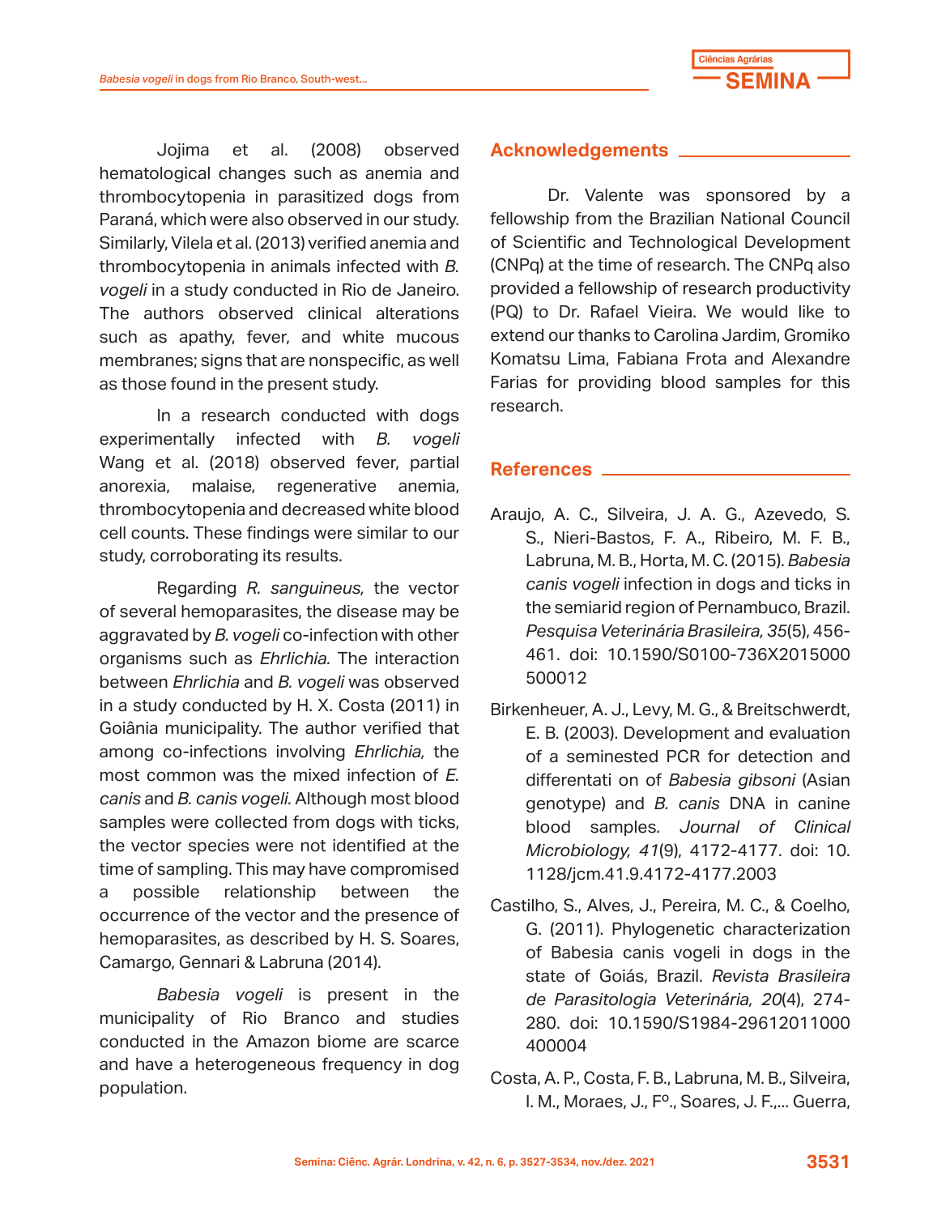Jojima et al. (2008) observed hematological changes such as anemia and thrombocytopenia in parasitized dogs from Paraná, which were also observed in our study. Similarly, Vilela et al. (2013) verified anemia and thrombocytopenia in animals infected with *B. vogeli* in a study conducted in Rio de Janeiro. The authors observed clinical alterations such as apathy, fever, and white mucous membranes; signs that are nonspecific, as well as those found in the present study.

In a research conducted with dogs experimentally infected with *B. vogeli* Wang et al. (2018) observed fever, partial anorexia, malaise, regenerative anemia, thrombocytopenia and decreased white blood cell counts. These findings were similar to our study, corroborating its results.

Regarding *R. sanguineus,* the vector of several hemoparasites, the disease may be aggravated by *B. vogeli* co-infection with other organisms such as *Ehrlichia.* The interaction between *Ehrlichia* and *B. vogeli* was observed in a study conducted by H. X. Costa (2011) in Goiânia municipality. The author verified that among co-infections involving *Ehrlichia,* the most common was the mixed infection of *E. canis* and *B. canis vogeli.* Although most blood samples were collected from dogs with ticks, the vector species were not identified at the time of sampling. This may have compromised a possible relationship between the occurrence of the vector and the presence of hemoparasites, as described by H. S. Soares, Camargo, Gennari & Labruna (2014).

*Babesia vogeli* is present in the municipality of Rio Branco and studies conducted in the Amazon biome are scarce and have a heterogeneous frequency in dog population.

## Acknowledgements

Dr. Valente was sponsored by a fellowship from the Brazilian National Council of Scientific and Technological Development (CNPq) at the time of research. The CNPq also provided a fellowship of research productivity (PQ) to Dr. Rafael Vieira. We would like to extend our thanks to Carolina Jardim, Gromiko Komatsu Lima, Fabiana Frota and Alexandre Farias for providing blood samples for this research.

## References

Araujo, A. C., Silveira, J. A. G., Azevedo, S. S., Nieri-Bastos, F. A., Ribeiro, M. F. B., Labruna, M. B., Horta, M. C. (2015). *Babesia canis vogeli* infection in dogs and ticks in the semiarid region of Pernambuco, Brazil. *Pesquisa Veterinária Brasileira, 35*(5), 456-461. doi: 10.1590/S0100-736X2015000500012

Birkenheuer, A. J., Levy, M. G., & Breitschwerdt, E. B. (2003). Development and evaluation of a seminested PCR for detection and differentati on of *Babesia gibsoni* (Asian genotype) and *B. canis* DNA in canine blood samples. *Journal of Clinical Microbiology, 41*(9), 4172-4177. doi: 10.1128/jcm.41.9.4172-4177.2003

Castilho, S., Alves, J., Pereira, M. C., & Coelho, G. (2011). Phylogenetic characterization of Babesia canis vogeli in dogs in the state of Goiás, Brazil. *Revista Brasileira de Parasitologia Veterinária, 20*(4), 274-280. doi: 10.1590/S1984-29612011000400004

Costa, A. P., Costa, F. B., Labruna, M. B., Silveira, I. M., Moraes, J., Fº., Soares, J. F.,... Guerra,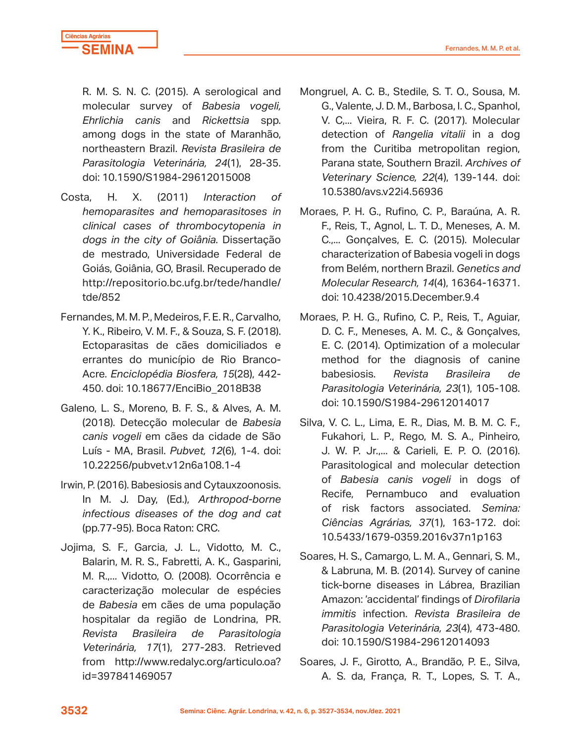R. M. S. N. C. (2015). A serological and molecular survey of *Babesia vogeli, Ehrlichia canis* and *Rickettsia* spp. among dogs in the state of Maranhão, northeastern Brazil. *Revista Brasileira de Parasitologia Veterinária, 24*(1), 28-35. doi: 10.1590/S1984-29612015008

Costa, H. X. (2011) *Interaction of hemoparasites and hemoparasitoses in clinical cases of thrombocytopenia in dogs in the city of Goiânia.* Dissertação de mestrado, Universidade Federal de Goiás, Goiânia, GO, Brasil. Recuperado de http://repositorio.bc.ufg.br/tede/handle/tde/852

Fernandes, M. M. P., Medeiros, F. E. R., Carvalho, Y. K., Ribeiro, V. M. F., & Souza, S. F. (2018). Ectoparasitas de cães domiciliados e errantes do município de Rio Branco-Acre. *Enciclopédia Biosfera, 15*(28), 442-450. doi: 10.18677/EnciBio_2018B38

Galeno, L. S., Moreno, B. F. S., & Alves, A. M. (2018). Detecção molecular de *Babesia canis vogeli* em cães da cidade de São Luís - MA, Brasil. *Pubvet, 12*(6), 1-4. doi: 10.22256/pubvet.v12n6a108.1-4

Irwin, P. (2016). Babesiosis and Cytauxzoonosis. In M. J. Day, (Ed.), *Arthropod-borne infectious diseases of the dog and cat* (pp.77-95). Boca Raton: CRC.

Jojima, S. F., Garcia, J. L., Vidotto, M. C., Balarin, M. R. S., Fabretti, A. K., Gasparini, M. R.,... Vidotto, O. (2008). Ocorrência e caracterização molecular de espécies de *Babesia* em cães de uma população hospitalar da região de Londrina, PR. *Revista Brasileira de Parasitologia Veterinária, 17*(1), 277-283. Retrieved from http://www.redalyc.org/articulo.oa?id=397841469057

Mongruel, A. C. B., Stedile, S. T. O., Sousa, M. G., Valente, J. D. M., Barbosa, I. C., Spanhol, V. C,... Vieira, R. F. C. (2017). Molecular detection of *Rangelia vitalii* in a dog from the Curitiba metropolitan region, Parana state, Southern Brazil. *Archives of Veterinary Science, 22*(4), 139-144. doi: 10.5380/avs.v22i4.56936

Moraes, P. H. G., Rufino, C. P., Baraúna, A. R. F., Reis, T., Agnol, L. T. D., Meneses, A. M. C.,... Gonçalves, E. C. (2015). Molecular characterization of Babesia vogeli in dogs from Belém, northern Brazil. *Genetics and Molecular Research, 14*(4), 16364-16371. doi: 10.4238/2015.December.9.4

Moraes, P. H. G., Rufino, C. P., Reis, T., Aguiar, D. C. F., Meneses, A. M. C., & Gonçalves, E. C. (2014). Optimization of a molecular method for the diagnosis of canine babesiosis. *Revista Brasileira de Parasitologia Veterinária, 23*(1), 105-108. doi: 10.1590/S1984-29612014017

Silva, V. C. L., Lima, E. R., Dias, M. B. M. C. F., Fukahori, L. P., Rego, M. S. A., Pinheiro, J. W. P. Jr.,... & Carieli, E. P. O. (2016). Parasitological and molecular detection of *Babesia canis vogeli* in dogs of Recife, Pernambuco and evaluation of risk factors associated. *Semina: Ciências Agrárias, 37*(1), 163-172. doi: 10.5433/1679-0359.2016v37n1p163

Soares, H. S., Camargo, L. M. A., Gennari, S. M., & Labruna, M. B. (2014). Survey of canine tick-borne diseases in Lábrea, Brazilian Amazon: 'accidental' findings of *Dirofilaria immitis* infection. *Revista Brasileira de Parasitologia Veterinária, 23*(4), 473-480. doi: 10.1590/S1984-29612014093

Soares, J. F., Girotto, A., Brandão, P. E., Silva, A. S. da, França, R. T., Lopes, S. T. A.,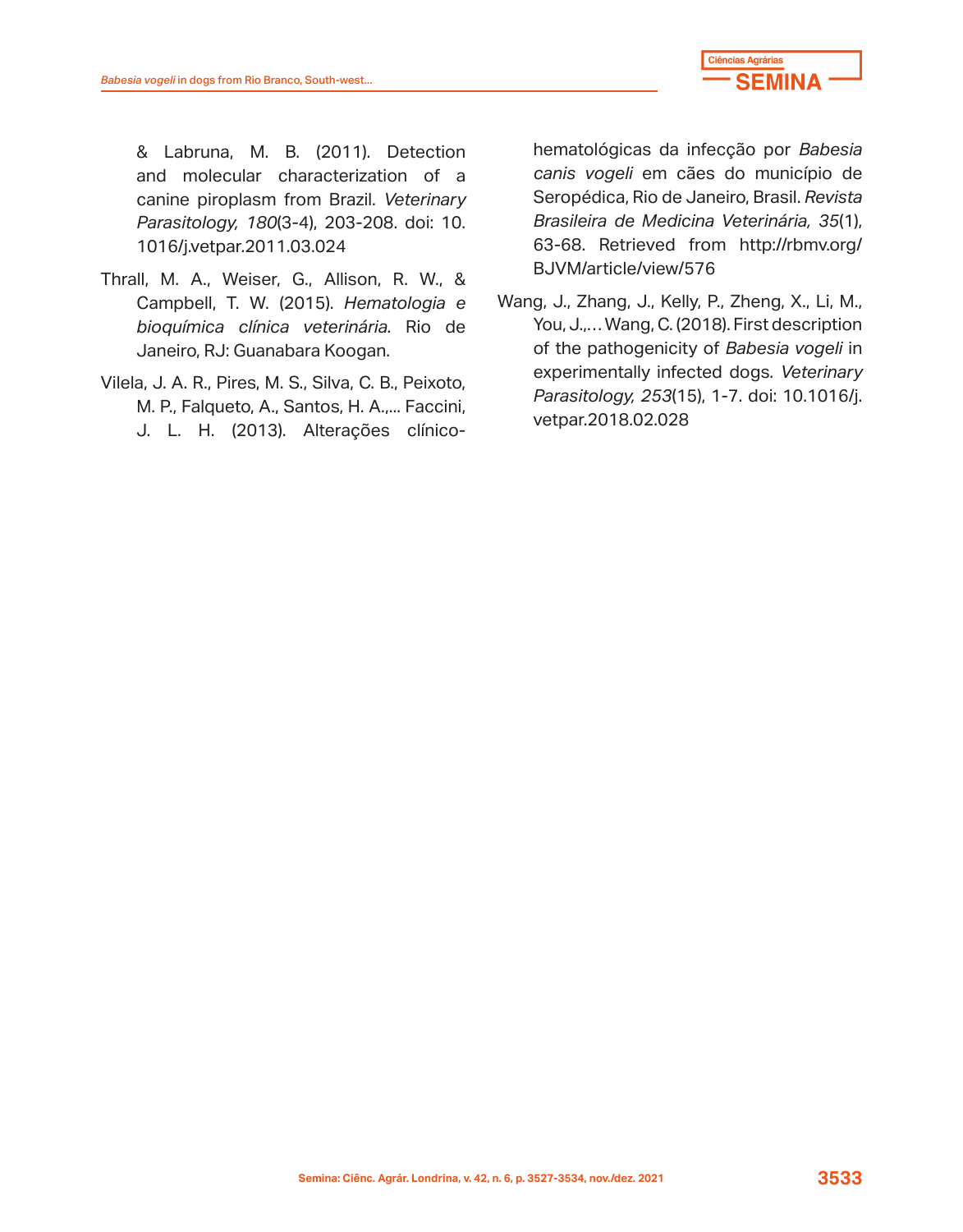& Labruna, M. B. (2011). Detection and molecular characterization of a canine piroplasm from Brazil. *Veterinary Parasitology, 180*(3-4), 203-208. doi: 10.1016/j.vetpar.2011.03.024

Thrall, M. A., Weiser, G., Allison, R. W., & Campbell, T. W. (2015). *Hematologia e bioquímica clínica veterinária.* Rio de Janeiro, RJ: Guanabara Koogan.

Vilela, J. A. R., Pires, M. S., Silva, C. B., Peixoto, M. P., Falqueto, A., Santos, H. A.,... Faccini, J. L. H. (2013). Alterações clínico-hematológicas da infecção por *Babesia canis vogeli* em cães do município de Seropédica, Rio de Janeiro, Brasil. *Revista Brasileira de Medicina Veterinária, 35*(1), 63-68. Retrieved from http://rbmv.org/BJVM/article/view/576

Wang, J., Zhang, J., Kelly, P., Zheng, X., Li, M., You, J.,... Wang, C. (2018). First description of the pathogenicity of *Babesia vogeli* in experimentally infected dogs. *Veterinary Parasitology, 253*(15), 1-7. doi: 10.1016/j.vetpar.2018.02.028